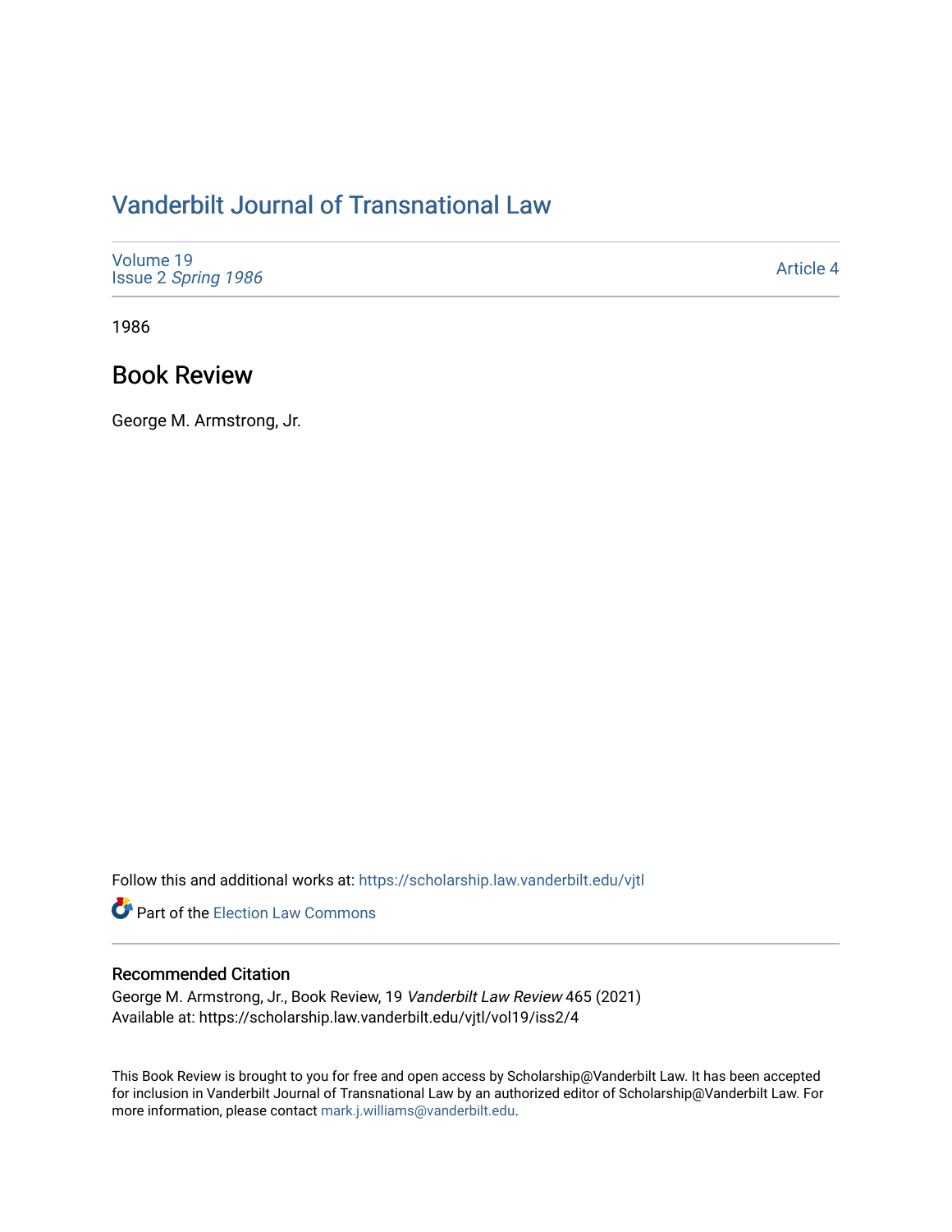# Vanderbilt Journal of Transnational Law

Volume 19
Issue 2 *Spring 1986*

Article 4

1986

## Book Review

George M. Armstrong, Jr.

Follow this and additional works at: https://scholarship.law.vanderbilt.edu/vjtl

Part of the Election Law Commons

### Recommended Citation

George M. Armstrong, Jr., Book Review, 19 *Vanderbilt Law Review* 465 (2021)
Available at: https://scholarship.law.vanderbilt.edu/vjtl/vol19/iss2/4

This Book Review is brought to you for free and open access by Scholarship@Vanderbilt Law. It has been accepted for inclusion in Vanderbilt Journal of Transnational Law by an authorized editor of Scholarship@Vanderbilt Law. For more information, please contact mark.j.williams@vanderbilt.edu.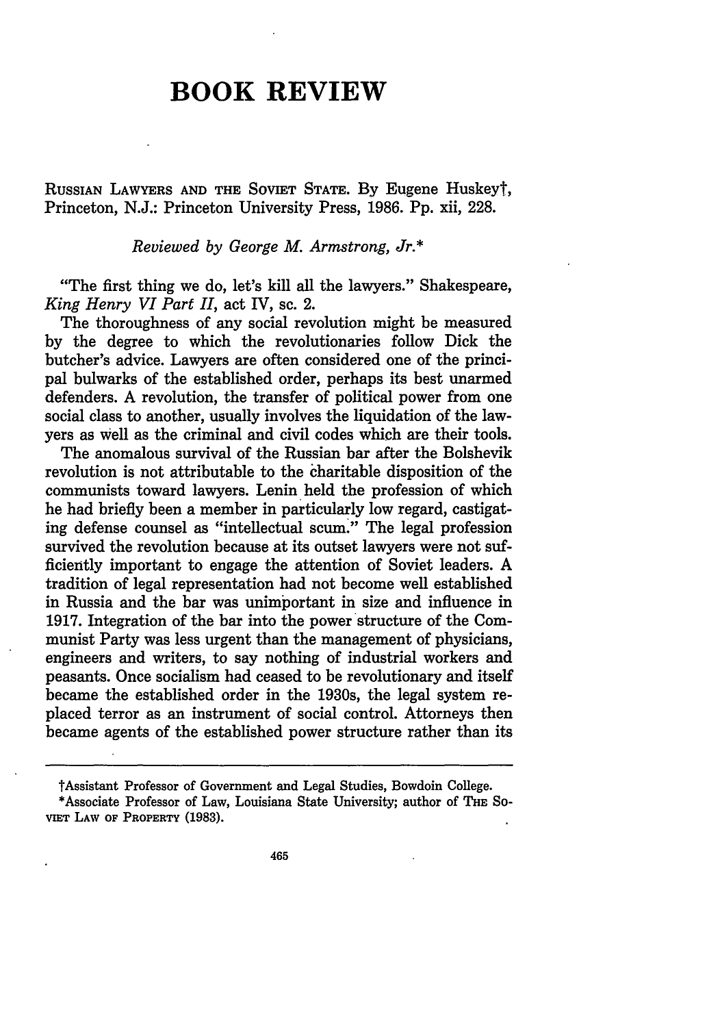# BOOK REVIEW

RUSSIAN LAWYERS AND THE SOVIET STATE. By Eugene Huskey†, Princeton, N.J.: Princeton University Press, 1986. Pp. xii, 228.

*Reviewed by George M. Armstrong, Jr.\**

"The first thing we do, let's kill all the lawyers." Shakespeare, *King Henry VI Part II*, act IV, sc. 2.

The thoroughness of any social revolution might be measured by the degree to which the revolutionaries follow Dick the butcher's advice. Lawyers are often considered one of the principal bulwarks of the established order, perhaps its best unarmed defenders. A revolution, the transfer of political power from one social class to another, usually involves the liquidation of the lawyers as well as the criminal and civil codes which are their tools.

The anomalous survival of the Russian bar after the Bolshevik revolution is not attributable to the charitable disposition of the communists toward lawyers. Lenin held the profession of which he had briefly been a member in particularly low regard, castigating defense counsel as "intellectual scum." The legal profession survived the revolution because at its outset lawyers were not sufficiently important to engage the attention of Soviet leaders. A tradition of legal representation had not become well established in Russia and the bar was unimportant in size and influence in 1917. Integration of the bar into the power structure of the Communist Party was less urgent than the management of physicians, engineers and writers, to say nothing of industrial workers and peasants. Once socialism had ceased to be revolutionary and itself became the established order in the 1930s, the legal system replaced terror as an instrument of social control. Attorneys then became agents of the established power structure rather than its

---

†Assistant Professor of Government and Legal Studies, Bowdoin College.

\*Associate Professor of Law, Louisiana State University; author of THE SOVIET LAW OF PROPERTY (1983).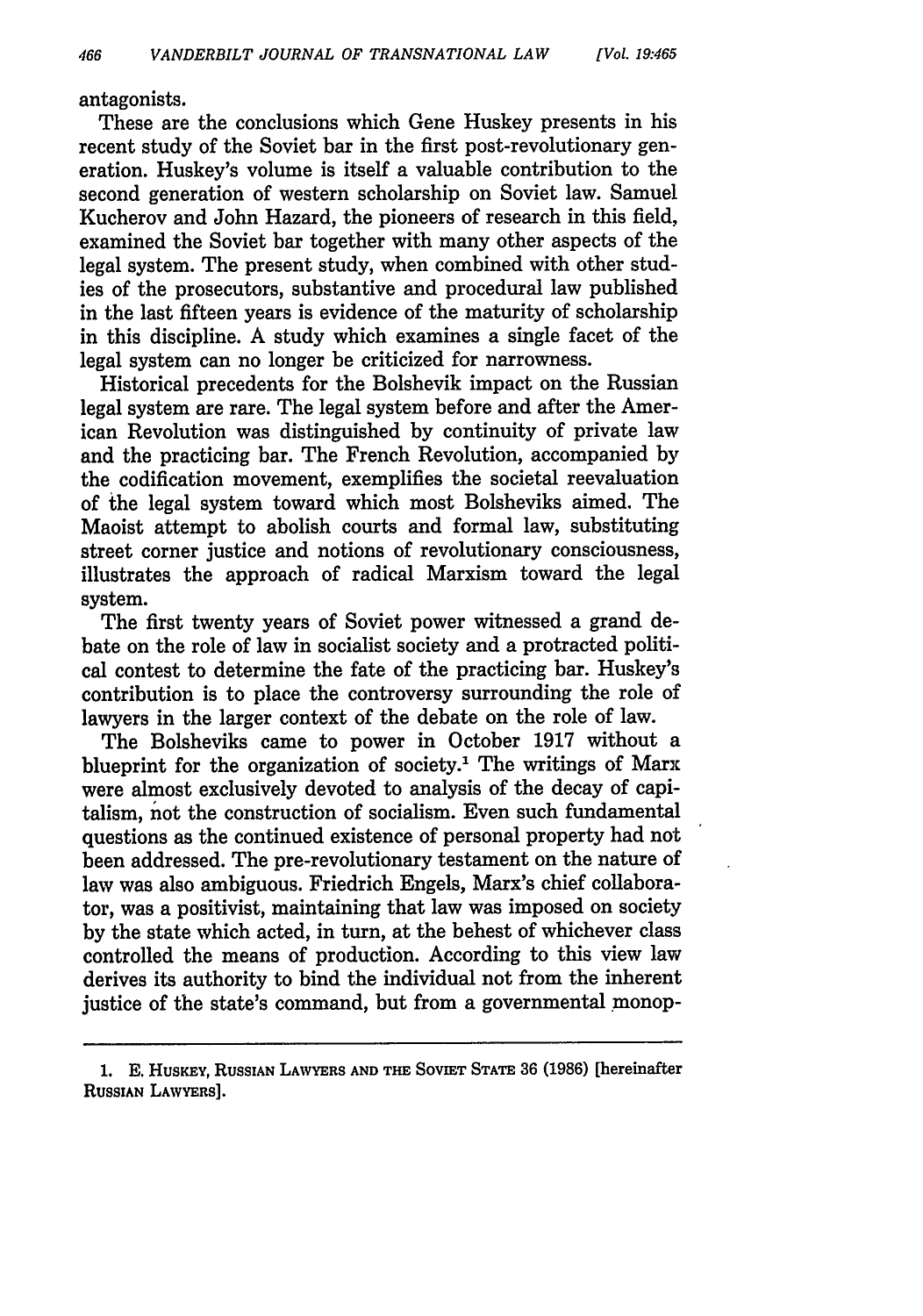antagonists.

These are the conclusions which Gene Huskey presents in his recent study of the Soviet bar in the first post-revolutionary generation. Huskey's volume is itself a valuable contribution to the second generation of western scholarship on Soviet law. Samuel Kucherov and John Hazard, the pioneers of research in this field, examined the Soviet bar together with many other aspects of the legal system. The present study, when combined with other studies of the prosecutors, substantive and procedural law published in the last fifteen years is evidence of the maturity of scholarship in this discipline. A study which examines a single facet of the legal system can no longer be criticized for narrowness.

Historical precedents for the Bolshevik impact on the Russian legal system are rare. The legal system before and after the American Revolution was distinguished by continuity of private law and the practicing bar. The French Revolution, accompanied by the codification movement, exemplifies the societal reevaluation of the legal system toward which most Bolsheviks aimed. The Maoist attempt to abolish courts and formal law, substituting street corner justice and notions of revolutionary consciousness, illustrates the approach of radical Marxism toward the legal system.

The first twenty years of Soviet power witnessed a grand debate on the role of law in socialist society and a protracted political contest to determine the fate of the practicing bar. Huskey's contribution is to place the controversy surrounding the role of lawyers in the larger context of the debate on the role of law.

The Bolsheviks came to power in October 1917 without a blueprint for the organization of society.[1] The writings of Marx were almost exclusively devoted to analysis of the decay of capitalism, not the construction of socialism. Even such fundamental questions as the continued existence of personal property had not been addressed. The pre-revolutionary testament on the nature of law was also ambiguous. Friedrich Engels, Marx's chief collaborator, was a positivist, maintaining that law was imposed on society by the state which acted, in turn, at the behest of whichever class controlled the means of production. According to this view law derives its authority to bind the individual not from the inherent justice of the state's command, but from a governmental monop-

1. E. HUSKEY, RUSSIAN LAWYERS AND THE SOVIET STATE 36 (1986) [hereinafter RUSSIAN LAWYERS].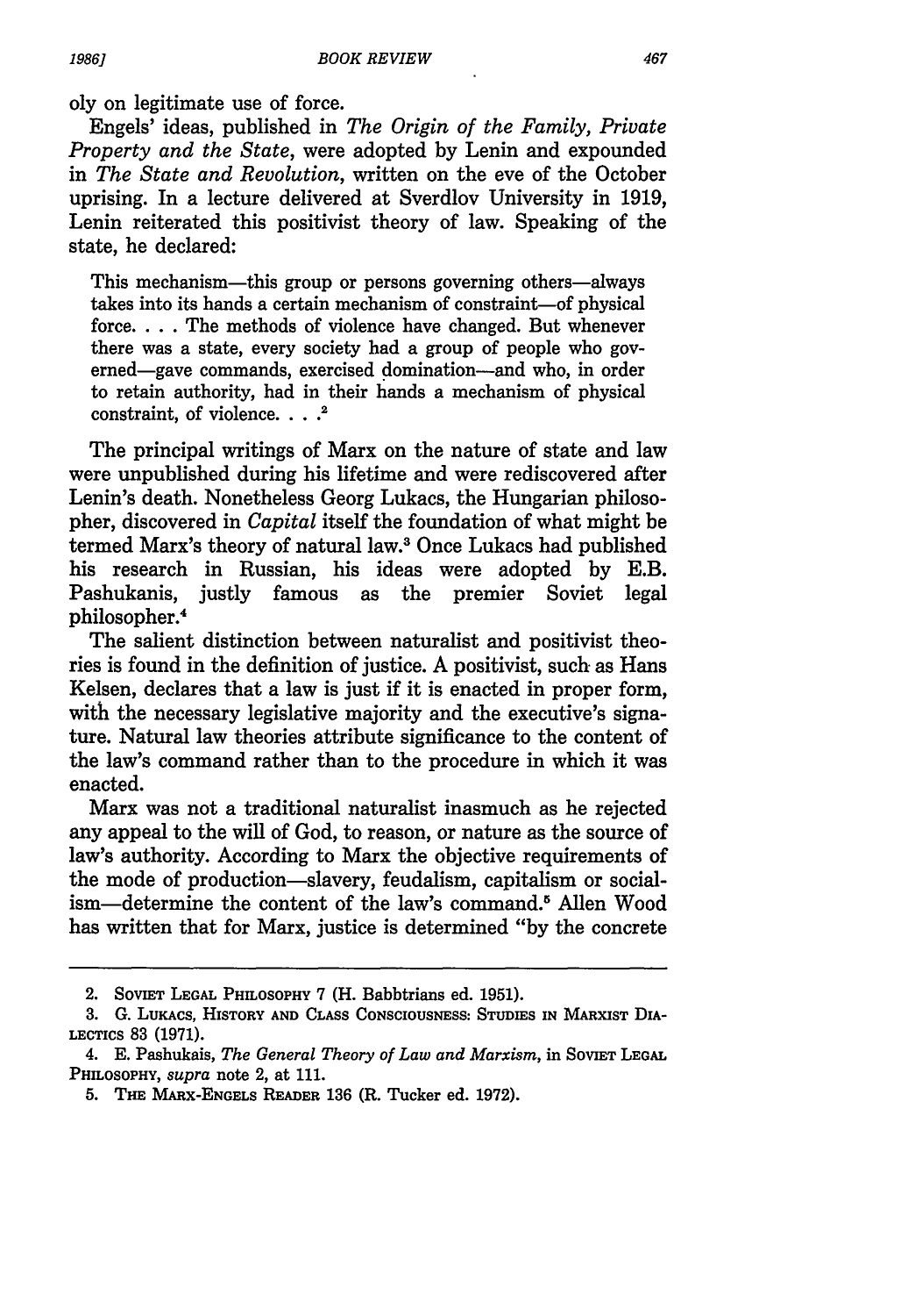oly on legitimate use of force.

Engels' ideas, published in *The Origin of the Family, Private Property and the State*, were adopted by Lenin and expounded in *The State and Revolution*, written on the eve of the October uprising. In a lecture delivered at Sverdlov University in 1919, Lenin reiterated this positivist theory of law. Speaking of the state, he declared:

> This mechanism—this group or persons governing others—always takes into its hands a certain mechanism of constraint—of physical force. . . . The methods of violence have changed. But whenever there was a state, every society had a group of people who governed—gave commands, exercised domination—and who, in order to retain authority, had in their hands a mechanism of physical constraint, of violence. . . .[2]

The principal writings of Marx on the nature of state and law were unpublished during his lifetime and were rediscovered after Lenin's death. Nonetheless Georg Lukacs, the Hungarian philosopher, discovered in *Capital* itself the foundation of what might be termed Marx's theory of natural law.[3] Once Lukacs had published his research in Russian, his ideas were adopted by E.B. Pashukanis, justly famous as the premier Soviet legal philosopher.[4]

The salient distinction between naturalist and positivist theories is found in the definition of justice. A positivist, such as Hans Kelsen, declares that a law is just if it is enacted in proper form, with the necessary legislative majority and the executive's signature. Natural law theories attribute significance to the content of the law's command rather than to the procedure in which it was enacted.

Marx was not a traditional naturalist inasmuch as he rejected any appeal to the will of God, to reason, or nature as the source of law's authority. According to Marx the objective requirements of the mode of production—slavery, feudalism, capitalism or socialism—determine the content of the law's command.[5] Allen Wood has written that for Marx, justice is determined "by the concrete

---

2. SOVIET LEGAL PHILOSOPHY 7 (H. Babbtrians ed. 1951).

3. G. LUKACS, HISTORY AND CLASS CONSCIOUSNESS: STUDIES IN MARXIST DIALECTICS 83 (1971).

4. E. Pashukais, *The General Theory of Law and Marxism*, in SOVIET LEGAL PHILOSOPHY, *supra* note 2, at 111.

5. THE MARX-ENGELS READER 136 (R. Tucker ed. 1972).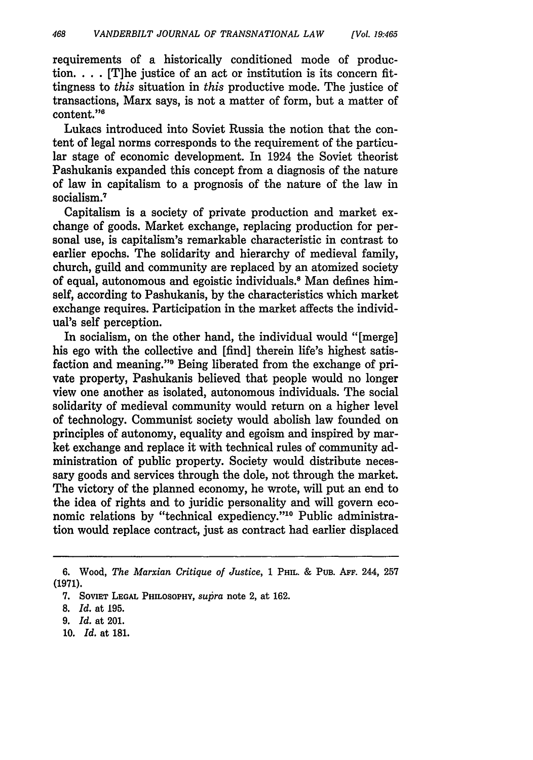requirements of a historically conditioned mode of production. . . . [T]he justice of an act or institution is its concern fittingness to *this* situation in *this* productive mode. The justice of transactions, Marx says, is not a matter of form, but a matter of content."[6]

Lukacs introduced into Soviet Russia the notion that the content of legal norms corresponds to the requirement of the particular stage of economic development. In 1924 the Soviet theorist Pashukanis expanded this concept from a diagnosis of the nature of law in capitalism to a prognosis of the nature of the law in socialism.[7]

Capitalism is a society of private production and market exchange of goods. Market exchange, replacing production for personal use, is capitalism's remarkable characteristic in contrast to earlier epochs. The solidarity and hierarchy of medieval family, church, guild and community are replaced by an atomized society of equal, autonomous and egoistic individuals.[8] Man defines himself, according to Pashukanis, by the characteristics which market exchange requires. Participation in the market affects the individual's self perception.

In socialism, on the other hand, the individual would "[merge] his ego with the collective and [find] therein life's highest satisfaction and meaning."[9] Being liberated from the exchange of private property, Pashukanis believed that people would no longer view one another as isolated, autonomous individuals. The social solidarity of medieval community would return on a higher level of technology. Communist society would abolish law founded on principles of autonomy, equality and egoism and inspired by market exchange and replace it with technical rules of community administration of public property. Society would distribute necessary goods and services through the dole, not through the market. The victory of the planned economy, he wrote, will put an end to the idea of rights and to juridic personality and will govern economic relations by "technical expediency."[10] Public administration would replace contract, just as contract had earlier displaced

---

6. Wood, *The Marxian Critique of Justice*, 1 PHIL. & PUB. AFF. 244, 257 (1971).

7. SOVIET LEGAL PHILOSOPHY, *supra* note 2, at 162.

8. *Id.* at 195.

9. *Id.* at 201.

10. *Id.* at 181.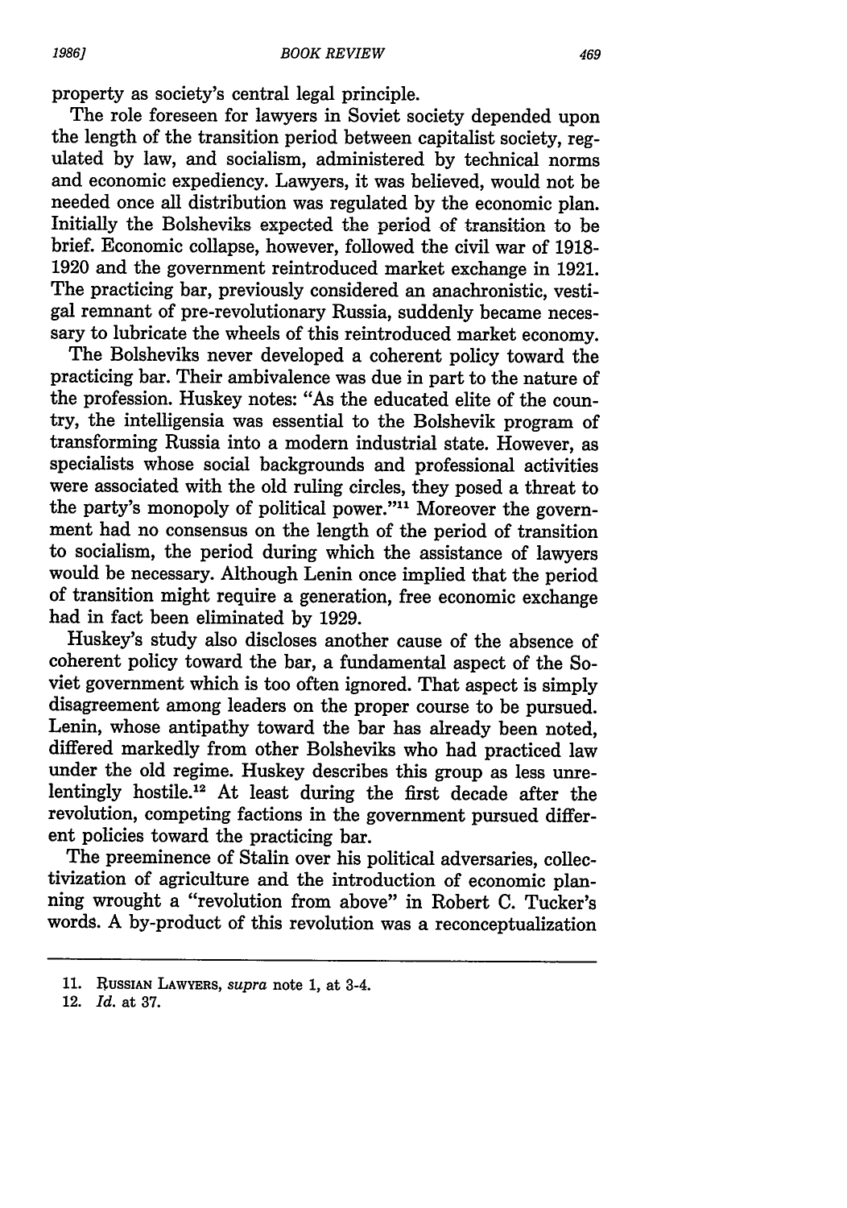property as society's central legal principle.

The role foreseen for lawyers in Soviet society depended upon the length of the transition period between capitalist society, regulated by law, and socialism, administered by technical norms and economic expediency. Lawyers, it was believed, would not be needed once all distribution was regulated by the economic plan. Initially the Bolsheviks expected the period of transition to be brief. Economic collapse, however, followed the civil war of 1918-1920 and the government reintroduced market exchange in 1921. The practicing bar, previously considered an anachronistic, vestigal remnant of pre-revolutionary Russia, suddenly became necessary to lubricate the wheels of this reintroduced market economy.

The Bolsheviks never developed a coherent policy toward the practicing bar. Their ambivalence was due in part to the nature of the profession. Huskey notes: "As the educated elite of the country, the intelligensia was essential to the Bolshevik program of transforming Russia into a modern industrial state. However, as specialists whose social backgrounds and professional activities were associated with the old ruling circles, they posed a threat to the party's monopoly of political power."[11] Moreover the government had no consensus on the length of the period of transition to socialism, the period during which the assistance of lawyers would be necessary. Although Lenin once implied that the period of transition might require a generation, free economic exchange had in fact been eliminated by 1929.

Huskey's study also discloses another cause of the absence of coherent policy toward the bar, a fundamental aspect of the Soviet government which is too often ignored. That aspect is simply disagreement among leaders on the proper course to be pursued. Lenin, whose antipathy toward the bar has already been noted, differed markedly from other Bolsheviks who had practiced law under the old regime. Huskey describes this group as less unrelentingly hostile.[12] At least during the first decade after the revolution, competing factions in the government pursued different policies toward the practicing bar.

The preeminence of Stalin over his political adversaries, collectivization of agriculture and the introduction of economic planning wrought a "revolution from above" in Robert C. Tucker's words. A by-product of this revolution was a reconceptualization

---

11. RUSSIAN LAWYERS, *supra* note 1, at 3-4.
12. *Id.* at 37.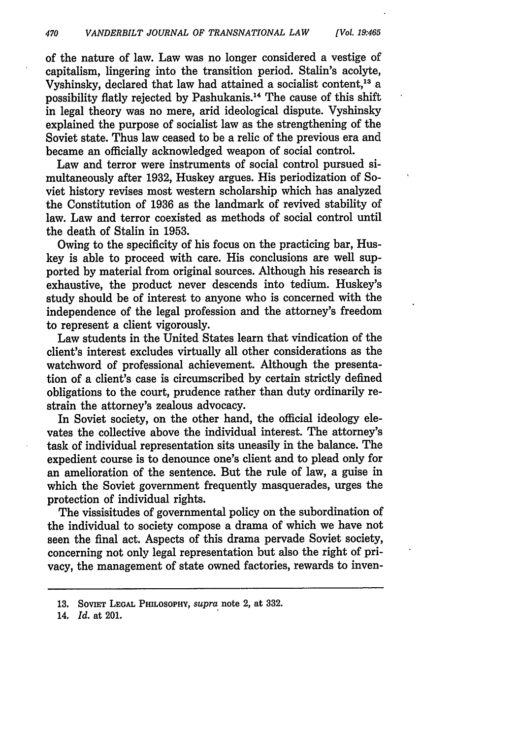of the nature of law. Law was no longer considered a vestige of capitalism, lingering into the transition period. Stalin's acolyte, Vyshinsky, declared that law had attained a socialist content,[13] a possibility flatly rejected by Pashukanis.[14] The cause of this shift in legal theory was no mere, arid ideological dispute. Vyshinsky explained the purpose of socialist law as the strengthening of the Soviet state. Thus law ceased to be a relic of the previous era and became an officially acknowledged weapon of social control.

Law and terror were instruments of social control pursued simultaneously after 1932, Huskey argues. His periodization of Soviet history revises most western scholarship which has analyzed the Constitution of 1936 as the landmark of revived stability of law. Law and terror coexisted as methods of social control until the death of Stalin in 1953.

Owing to the specificity of his focus on the practicing bar, Huskey is able to proceed with care. His conclusions are well supported by material from original sources. Although his research is exhaustive, the product never descends into tedium. Huskey's study should be of interest to anyone who is concerned with the independence of the legal profession and the attorney's freedom to represent a client vigorously.

Law students in the United States learn that vindication of the client's interest excludes virtually all other considerations as the watchword of professional achievement. Although the presentation of a client's case is circumscribed by certain strictly defined obligations to the court, prudence rather than duty ordinarily restrain the attorney's zealous advocacy.

In Soviet society, on the other hand, the official ideology elevates the collective above the individual interest. The attorney's task of individual representation sits uneasily in the balance. The expedient course is to denounce one's client and to plead only for an amelioration of the sentence. But the rule of law, a guise in which the Soviet government frequently masquerades, urges the protection of individual rights.

The vissisitudes of governmental policy on the subordination of the individual to society compose a drama of which we have not seen the final act. Aspects of this drama pervade Soviet society, concerning not only legal representation but also the right of privacy, the management of state owned factories, rewards to inven-

---

13. Soviet Legal Philosophy, *supra* note 2, at 332.

14. *Id.* at 201.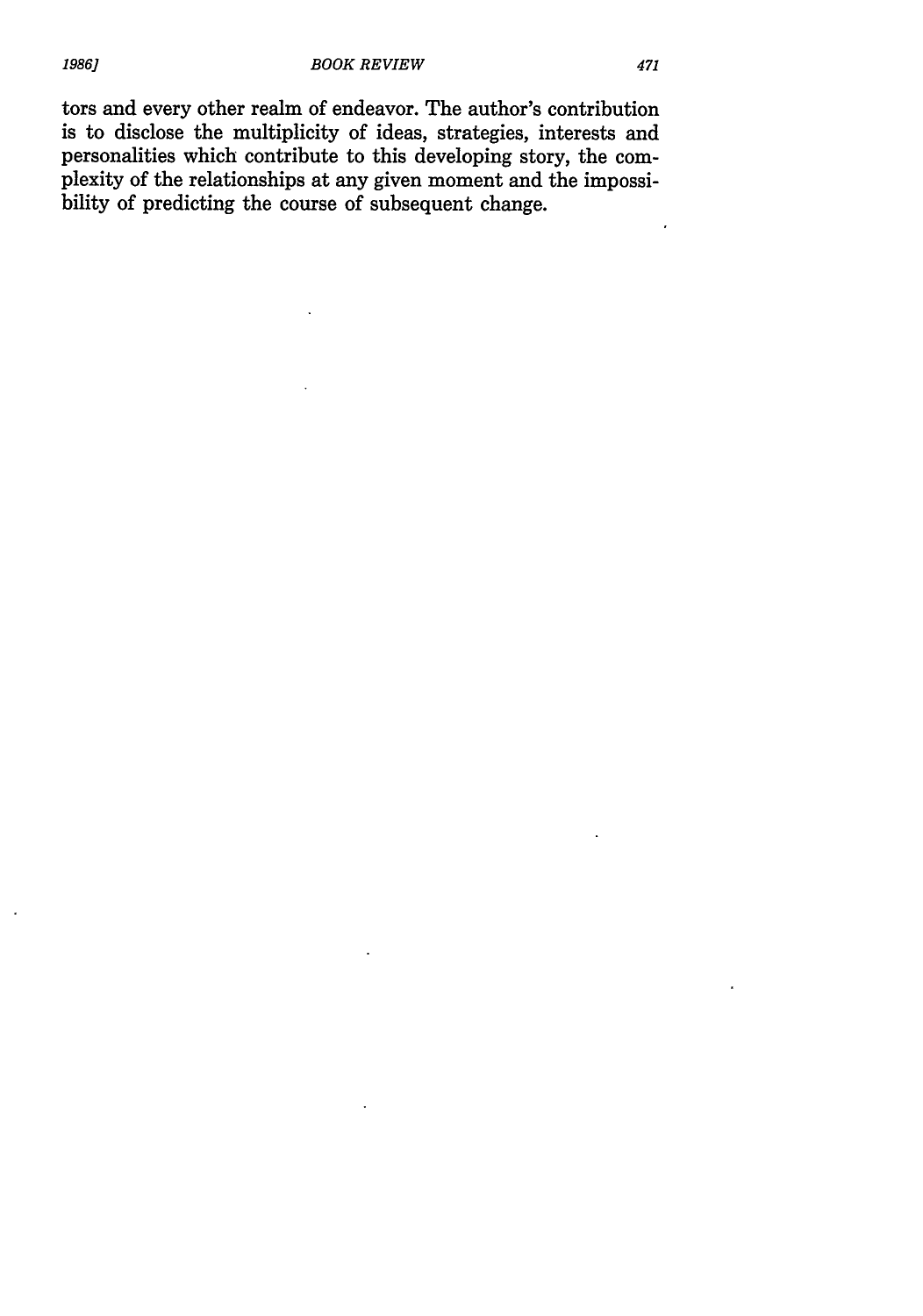tors and every other realm of endeavor. The author's contribution is to disclose the multiplicity of ideas, strategies, interests and personalities which contribute to this developing story, the complexity of the relationships at any given moment and the impossibility of predicting the course of subsequent change.